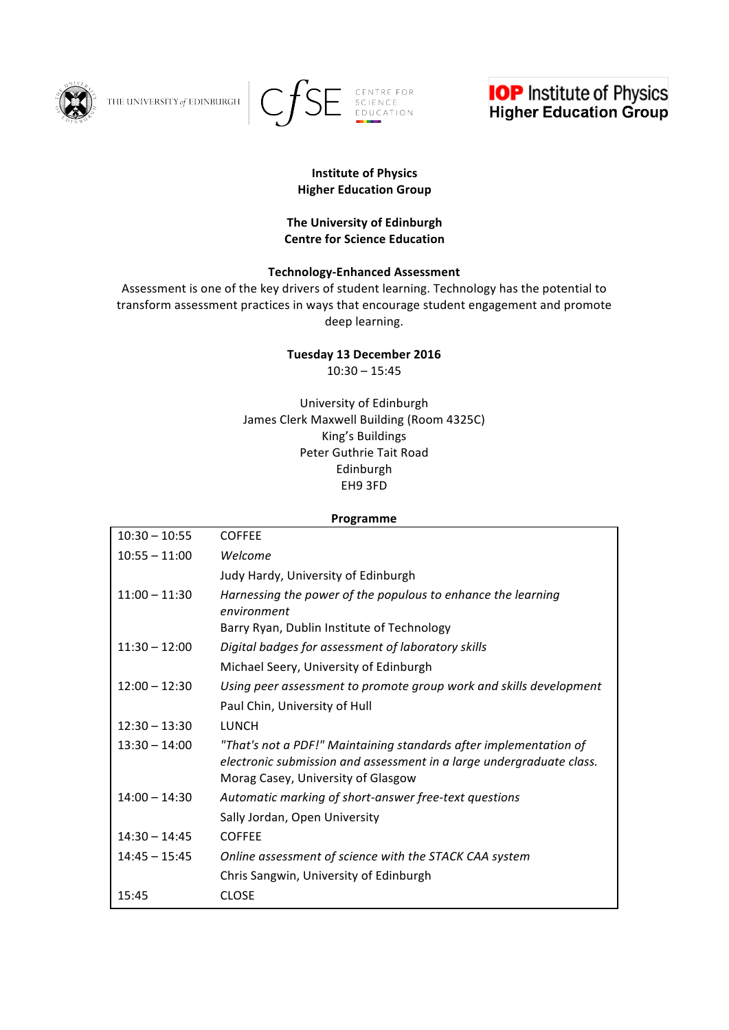THE UNIVERSITY *of* EDINBURGH | CfSE CENTRE FOR SCIENCE EDUCATION

**IOP Institute of Physics**
**Higher Education Group**

**Institute of Physics**
**Higher Education Group**

**The University of Edinburgh**
**Centre for Science Education**

**Technology-Enhanced Assessment**

Assessment is one of the key drivers of student learning. Technology has the potential to transform assessment practices in ways that encourage student engagement and promote deep learning.

**Tuesday 13 December 2016**
10:30 – 15:45

University of Edinburgh
James Clerk Maxwell Building (Room 4325C)
King's Buildings
Peter Guthrie Tait Road
Edinburgh
EH9 3FD

**Programme**

| Time | Session |
|---|---|
| 10:30 – 10:55 | COFFEE |
| 10:55 – 11:00 | *Welcome*<br>Judy Hardy, University of Edinburgh |
| 11:00 – 11:30 | *Harnessing the power of the populous to enhance the learning environment*<br>Barry Ryan, Dublin Institute of Technology |
| 11:30 – 12:00 | *Digital badges for assessment of laboratory skills*<br>Michael Seery, University of Edinburgh |
| 12:00 – 12:30 | *Using peer assessment to promote group work and skills development*<br>Paul Chin, University of Hull |
| 12:30 – 13:30 | LUNCH |
| 13:30 – 14:00 | *"That's not a PDF!" Maintaining standards after implementation of electronic submission and assessment in a large undergraduate class.*<br>Morag Casey, University of Glasgow |
| 14:00 – 14:30 | *Automatic marking of short-answer free-text questions*<br>Sally Jordan, Open University |
| 14:30 – 14:45 | COFFEE |
| 14:45 – 15:45 | *Online assessment of science with the STACK CAA system*<br>Chris Sangwin, University of Edinburgh |
| 15:45 | CLOSE |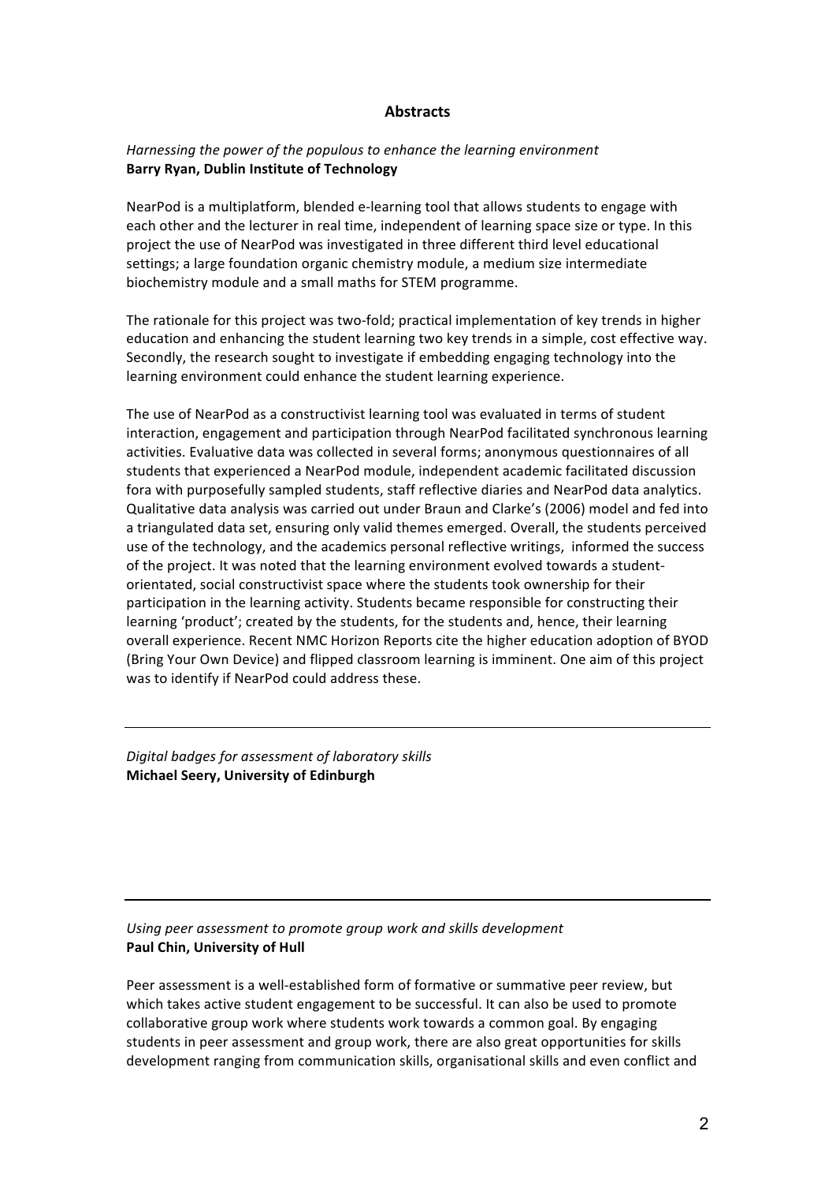## Abstracts

*Harnessing the power of the populous to enhance the learning environment*
**Barry Ryan, Dublin Institute of Technology**

NearPod is a multiplatform, blended e-learning tool that allows students to engage with each other and the lecturer in real time, independent of learning space size or type. In this project the use of NearPod was investigated in three different third level educational settings; a large foundation organic chemistry module, a medium size intermediate biochemistry module and a small maths for STEM programme.

The rationale for this project was two-fold; practical implementation of key trends in higher education and enhancing the student learning two key trends in a simple, cost effective way. Secondly, the research sought to investigate if embedding engaging technology into the learning environment could enhance the student learning experience.

The use of NearPod as a constructivist learning tool was evaluated in terms of student interaction, engagement and participation through NearPod facilitated synchronous learning activities. Evaluative data was collected in several forms; anonymous questionnaires of all students that experienced a NearPod module, independent academic facilitated discussion fora with purposefully sampled students, staff reflective diaries and NearPod data analytics. Qualitative data analysis was carried out under Braun and Clarke's (2006) model and fed into a triangulated data set, ensuring only valid themes emerged. Overall, the students perceived use of the technology, and the academics personal reflective writings, informed the success of the project. It was noted that the learning environment evolved towards a student-orientated, social constructivist space where the students took ownership for their participation in the learning activity. Students became responsible for constructing their learning 'product'; created by the students, for the students and, hence, their learning overall experience. Recent NMC Horizon Reports cite the higher education adoption of BYOD (Bring Your Own Device) and flipped classroom learning is imminent. One aim of this project was to identify if NearPod could address these.

---

*Digital badges for assessment of laboratory skills*
**Michael Seery, University of Edinburgh**

---

*Using peer assessment to promote group work and skills development*
**Paul Chin, University of Hull**

Peer assessment is a well-established form of formative or summative peer review, but which takes active student engagement to be successful. It can also be used to promote collaborative group work where students work towards a common goal. By engaging students in peer assessment and group work, there are also great opportunities for skills development ranging from communication skills, organisational skills and even conflict and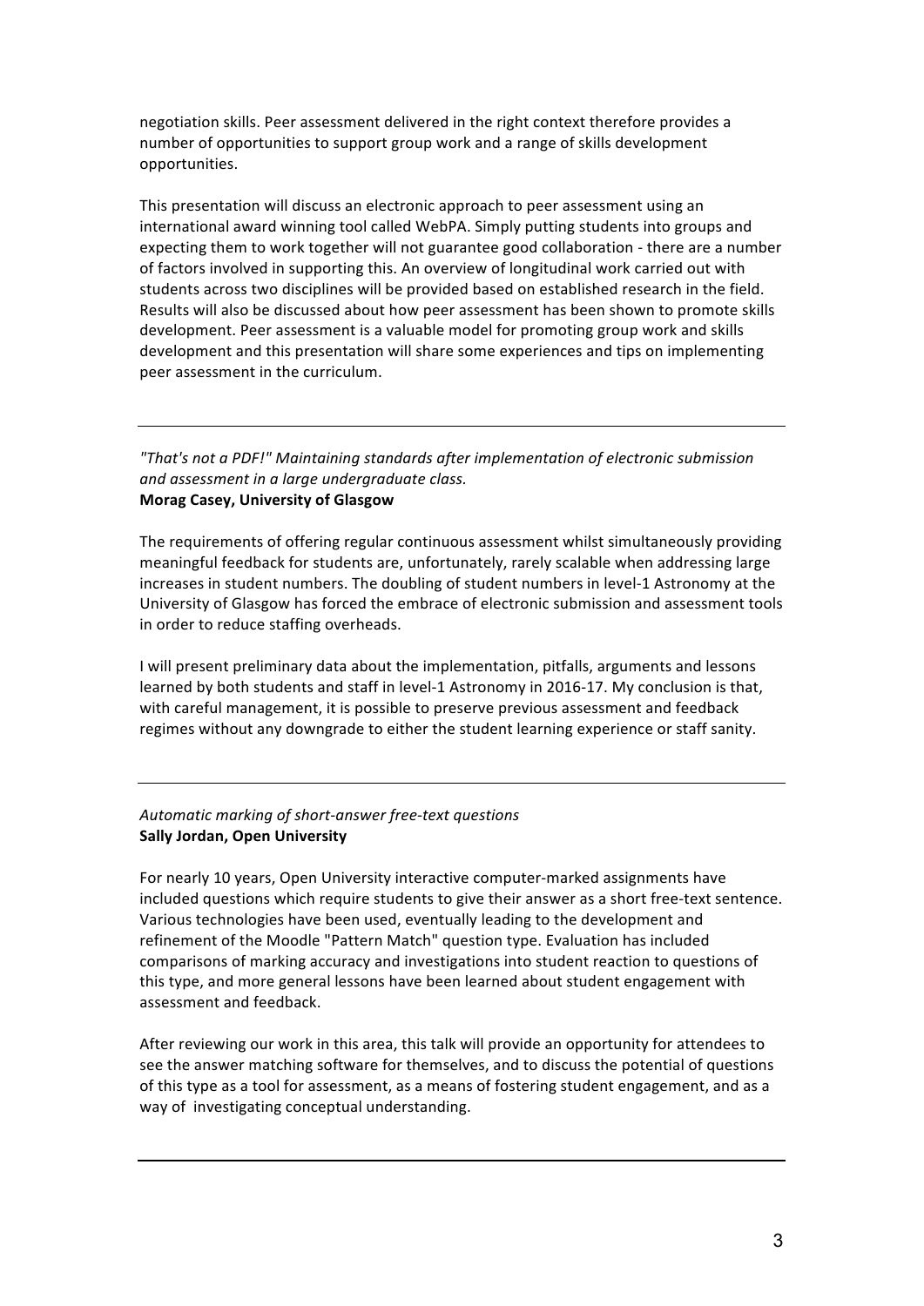negotiation skills. Peer assessment delivered in the right context therefore provides a number of opportunities to support group work and a range of skills development opportunities.

This presentation will discuss an electronic approach to peer assessment using an international award winning tool called WebPA. Simply putting students into groups and expecting them to work together will not guarantee good collaboration - there are a number of factors involved in supporting this. An overview of longitudinal work carried out with students across two disciplines will be provided based on established research in the field. Results will also be discussed about how peer assessment has been shown to promote skills development. Peer assessment is a valuable model for promoting group work and skills development and this presentation will share some experiences and tips on implementing peer assessment in the curriculum.

---

*"That's not a PDF!" Maintaining standards after implementation of electronic submission and assessment in a large undergraduate class.*
**Morag Casey, University of Glasgow**

The requirements of offering regular continuous assessment whilst simultaneously providing meaningful feedback for students are, unfortunately, rarely scalable when addressing large increases in student numbers. The doubling of student numbers in level-1 Astronomy at the University of Glasgow has forced the embrace of electronic submission and assessment tools in order to reduce staffing overheads.

I will present preliminary data about the implementation, pitfalls, arguments and lessons learned by both students and staff in level-1 Astronomy in 2016-17. My conclusion is that, with careful management, it is possible to preserve previous assessment and feedback regimes without any downgrade to either the student learning experience or staff sanity.

---

*Automatic marking of short-answer free-text questions*
**Sally Jordan, Open University**

For nearly 10 years, Open University interactive computer-marked assignments have included questions which require students to give their answer as a short free-text sentence. Various technologies have been used, eventually leading to the development and refinement of the Moodle "Pattern Match" question type. Evaluation has included comparisons of marking accuracy and investigations into student reaction to questions of this type, and more general lessons have been learned about student engagement with assessment and feedback.

After reviewing our work in this area, this talk will provide an opportunity for attendees to see the answer matching software for themselves, and to discuss the potential of questions of this type as a tool for assessment, as a means of fostering student engagement, and as a way of investigating conceptual understanding.

---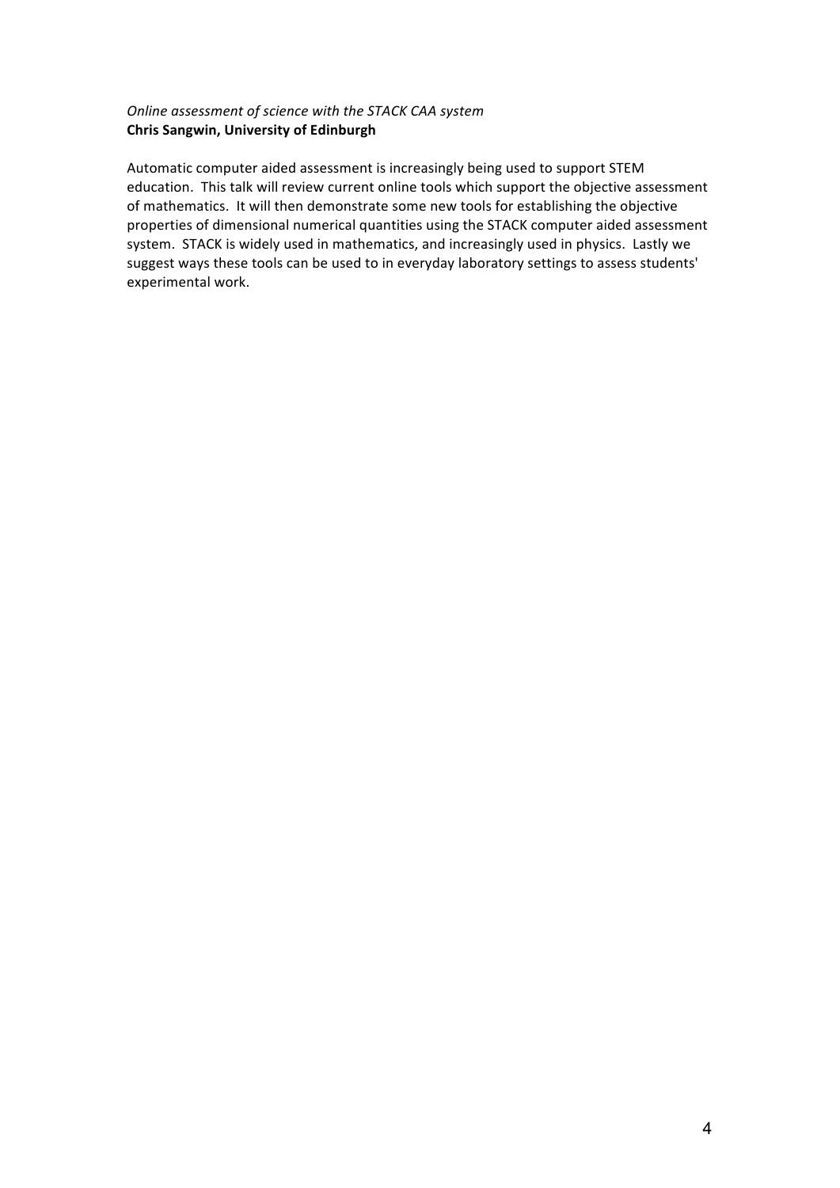*Online assessment of science with the STACK CAA system*
**Chris Sangwin, University of Edinburgh**

Automatic computer aided assessment is increasingly being used to support STEM education. This talk will review current online tools which support the objective assessment of mathematics. It will then demonstrate some new tools for establishing the objective properties of dimensional numerical quantities using the STACK computer aided assessment system. STACK is widely used in mathematics, and increasingly used in physics. Lastly we suggest ways these tools can be used to in everyday laboratory settings to assess students' experimental work.